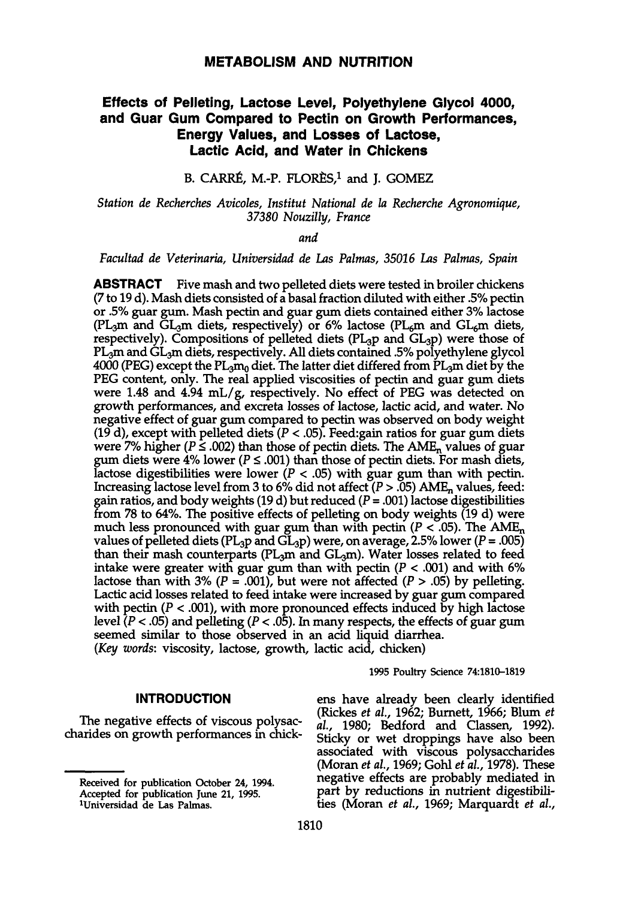# METABOLISM AND NUTRITION

## Effects of Pelleting, Lactose Level, Polyethylene Glycol 4000, and Guar Gum Compared to Pectin on Growth Performances, Energy Values, and Losses of Lactose, Lactic Acid, and Water in Chickens

B. CARRÉ, M.-P. FLORÈS,[1] and J. GOMEZ

*Station de Recherches Avicoles, Institut National de la Recherche Agronomique, 37380 Nouzilly, France*

*and*

*Facultad de Veterinaria, Universidad de Las Palmas, 35016 Las Palmas, Spain*

**ABSTRACT** Five mash and two pelleted diets were tested in broiler chickens (7 to 19 d). Mash diets consisted of a basal fraction diluted with either .5% pectin or .5% guar gum. Mash pectin and guar gum diets contained either 3% lactose ($PL_3m$ and $GL_3m$ diets, respectively) or 6% lactose ($PL_6m$ and $GL_6m$ diets, respectively). Compositions of pelleted diets ($PL_3p$ and $GL_3p$) were those of $PL_3m$ and $GL_3m$ diets, respectively. All diets contained .5% polyethylene glycol 4000 (PEG) except the $PL_3m_0$ diet. The latter diet differed from $PL_3m$ diet by the PEG content, only. The real applied viscosities of pectin and guar gum diets were 1.48 and 4.94 mL/g, respectively. No effect of PEG was detected on growth performances, and excreta losses of lactose, lactic acid, and water. No negative effect of guar gum compared to pectin was observed on body weight (19 d), except with pelleted diets ($P < .05$). Feed:gain ratios for guar gum diets were 7% higher ($P \leq .002$) than those of pectin diets. The $AME_n$ values of guar gum diets were 4% lower ($P \leq .001$) than those of pectin diets. For mash diets, lactose digestibilities were lower ($P < .05$) with guar gum than with pectin. Increasing lactose level from 3 to 6% did not affect ($P > .05$) $AME_n$ values, feed:gain ratios, and body weights (19 d) but reduced ($P = .001$) lactose digestibilities from 78 to 64%. The positive effects of pelleting on body weights (19 d) were much less pronounced with guar gum than with pectin ($P < .05$). The $AME_n$ values of pelleted diets ($PL_3p$ and $GL_3p$) were, on average, 2.5% lower ($P = .005$) than their mash counterparts ($PL_3m$ and $GL_3m$). Water losses related to feed intake were greater with guar gum than with pectin ($P < .001$) and with 6% lactose than with 3% ($P = .001$), but were not affected ($P > .05$) by pelleting. Lactic acid losses related to feed intake were increased by guar gum compared with pectin ($P < .001$), with more pronounced effects induced by high lactose level ($P < .05$) and pelleting ($P < .05$). In many respects, the effects of guar gum seemed similar to those observed in an acid liquid diarrhea.

(*Key words*: viscosity, lactose, growth, lactic acid, chicken)

1995 Poultry Science 74:1810–1819

## INTRODUCTION

The negative effects of viscous polysaccharides on growth performances in chickens have already been clearly identified (Rickes *et al.*, 1962; Burnett, 1966; Blum *et al.*, 1980; Bedford and Classen, 1992). Sticky or wet droppings have also been associated with viscous polysaccharides (Moran *et al.*, 1969; Gohl *et al.*, 1978). These negative effects are probably mediated in part by reductions in nutrient digestibilities (Moran *et al.*, 1969; Marquardt *et al.*,

Received for publication October 24, 1994.
Accepted for publication June 21, 1995.
[1]Universidad de Las Palmas.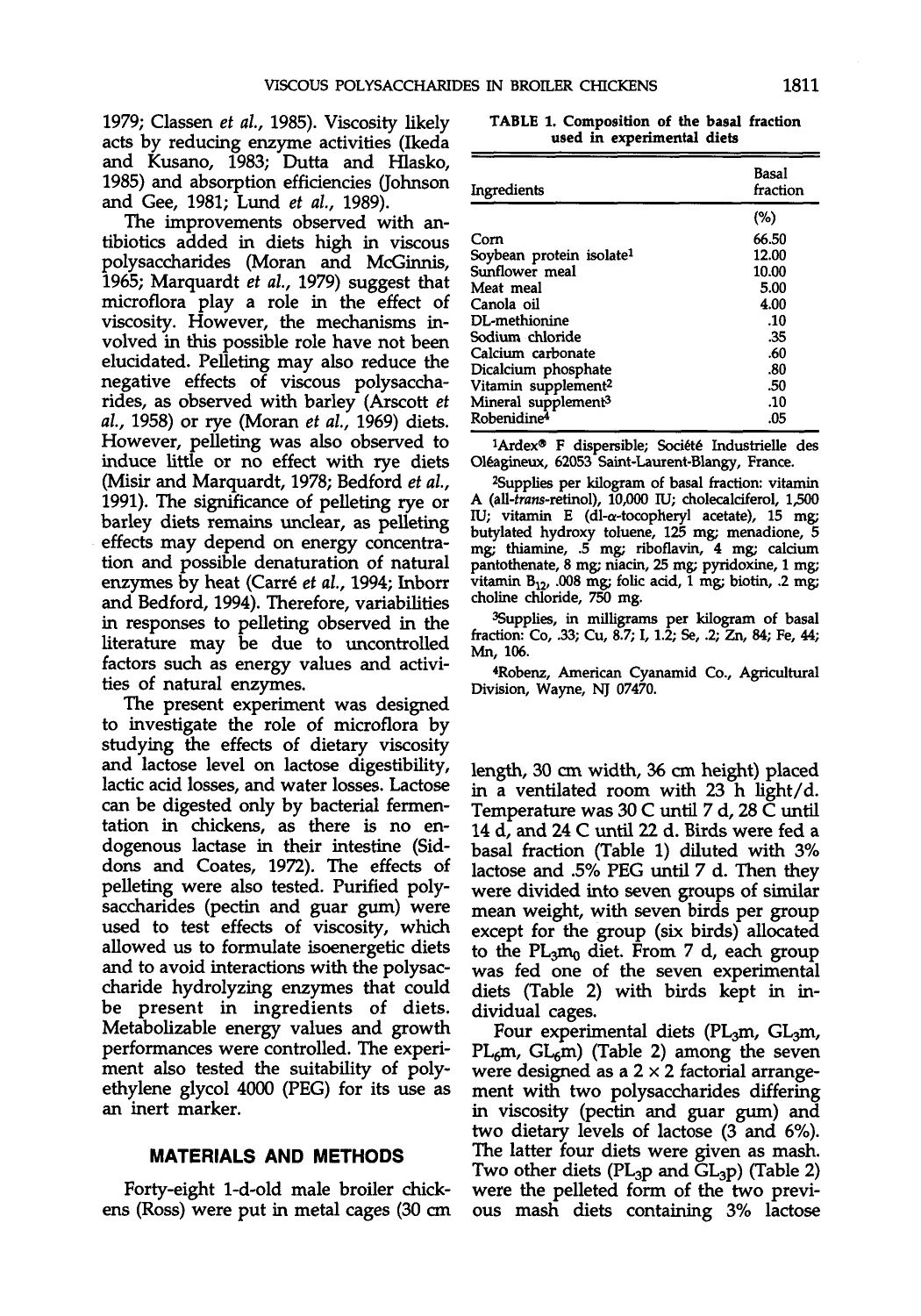1979; Classen *et al.*, 1985). Viscosity likely acts by reducing enzyme activities (Ikeda and Kusano, 1983; Dutta and Hlasko, 1985) and absorption efficiencies (Johnson and Gee, 1981; Lund *et al.*, 1989).

The improvements observed with antibiotics added in diets high in viscous polysaccharides (Moran and McGinnis, 1965; Marquardt *et al.*, 1979) suggest that microflora play a role in the effect of viscosity. However, the mechanisms involved in this possible role have not been elucidated. Pelleting may also reduce the negative effects of viscous polysaccharides, as observed with barley (Arscott *et al.*, 1958) or rye (Moran *et al.*, 1969) diets. However, pelleting was also observed to induce little or no effect with rye diets (Misir and Marquardt, 1978; Bedford *et al.*, 1991). The significance of pelleting rye or barley diets remains unclear, as pelleting effects may depend on energy concentration and possible denaturation of natural enzymes by heat (Carré *et al.*, 1994; Inborr and Bedford, 1994). Therefore, variabilities in responses to pelleting observed in the literature may be due to uncontrolled factors such as energy values and activities of natural enzymes.

The present experiment was designed to investigate the role of microflora by studying the effects of dietary viscosity and lactose level on lactose digestibility, lactic acid losses, and water losses. Lactose can be digested only by bacterial fermentation in chickens, as there is no endogenous lactase in their intestine (Siddons and Coates, 1972). The effects of pelleting were also tested. Purified polysaccharides (pectin and guar gum) were used to test effects of viscosity, which allowed us to formulate isoenergetic diets and to avoid interactions with the polysaccharide hydrolyzing enzymes that could be present in ingredients of diets. Metabolizable energy values and growth performances were controlled. The experiment also tested the suitability of polyethylene glycol 4000 (PEG) for its use as an inert marker.

TABLE 1. Composition of the basal fraction used in experimental diets

| Ingredients | Basal fraction |
|---|---|
| | (%) |
| Corn | 66.50 |
| Soybean protein isolate[1] | 12.00 |
| Sunflower meal | 10.00 |
| Meat meal | 5.00 |
| Canola oil | 4.00 |
| DL-methionine | .10 |
| Sodium chloride | .35 |
| Calcium carbonate | .60 |
| Dicalcium phosphate | .80 |
| Vitamin supplement[2] | .50 |
| Mineral supplement[3] | .10 |
| Robenidine[4] | .05 |

[1]Ardex® F dispersible; Société Industrielle des Oléagineux, 62053 Saint-Laurent-Blangy, France.

[2]Supplies per kilogram of basal fraction: vitamin A (all-*trans*-retinol), 10,000 IU; cholecalciferol, 1,500 IU; vitamin E (dl-α-tocopheryl acetate), 15 mg; butylated hydroxy toluene, 125 mg; menadione, 5 mg; thiamine, .5 mg; riboflavin, 4 mg; calcium pantothenate, 8 mg; niacin, 25 mg; pyridoxine, 1 mg; vitamin $B_{12}$, .008 mg; folic acid, 1 mg; biotin, .2 mg; choline chloride, 750 mg.

[3]Supplies, in milligrams per kilogram of basal fraction: Co, .33; Cu, 8.7; I, 1.2; Se, .2; Zn, 84; Fe, 44; Mn, 106.

[4]Robenz, American Cyanamid Co., Agricultural Division, Wayne, NJ 07470.

## MATERIALS AND METHODS

Forty-eight 1-d-old male broiler chickens (Ross) were put in metal cages (30 cm length, 30 cm width, 36 cm height) placed in a ventilated room with 23 h light/d. Temperature was 30 C until 7 d, 28 C until 14 d, and 24 C until 22 d. Birds were fed a basal fraction (Table 1) diluted with 3% lactose and .5% PEG until 7 d. Then they were divided into seven groups of similar mean weight, with seven birds per group except for the group (six birds) allocated to the $PL_3m_0$ diet. From 7 d, each group was fed one of the seven experimental diets (Table 2) with birds kept in individual cages.

Four experimental diets ($PL_3m$, $GL_3m$, $PL_6m$, $GL_6m$) (Table 2) among the seven were designed as a 2 × 2 factorial arrangement with two polysaccharides differing in viscosity (pectin and guar gum) and two dietary levels of lactose (3 and 6%). The latter four diets were given as mash. Two other diets ($PL_3p$ and $GL_3p$) (Table 2) were the pelleted form of the two previous mash diets containing 3% lactose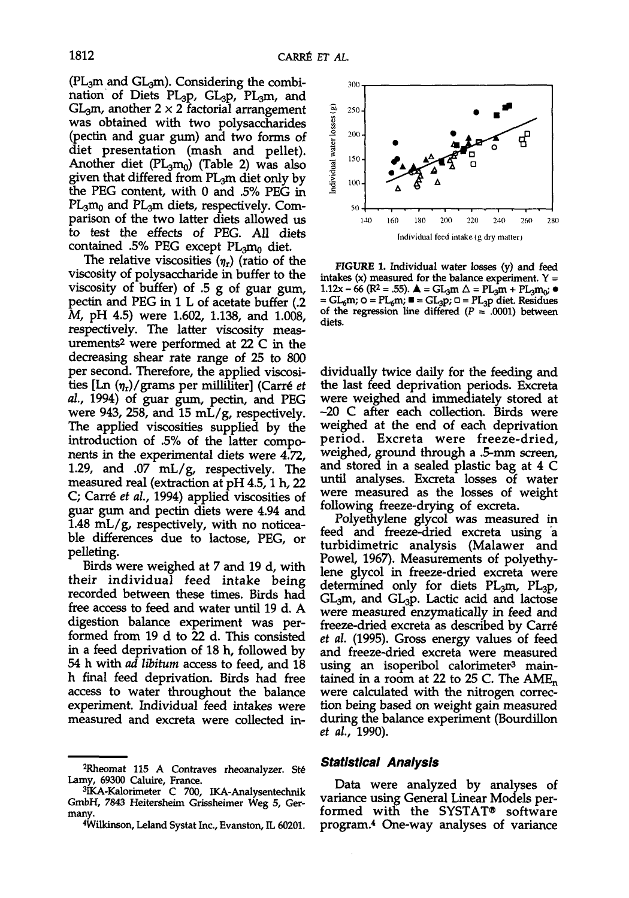(PL$_3$m and GL$_3$m). Considering the combination of Diets PL$_3$p, GL$_3$p, PL$_3$m, and GL$_3$m, another 2 × 2 factorial arrangement was obtained with two polysaccharides (pectin and guar gum) and two forms of diet presentation (mash and pellet). Another diet (PL$_3$m$_0$) (Table 2) was also given that differed from PL$_3$m diet only by the PEG content, with 0 and .5% PEG in PL$_3$m$_0$ and PL$_3$m diets, respectively. Comparison of the two latter diets allowed us to test the effects of PEG. All diets contained .5% PEG except PL$_3$m$_0$ diet.

The relative viscosities ($\eta_r$) (ratio of the viscosity of polysaccharide in buffer to the viscosity of buffer) of .5 g of guar gum, pectin and PEG in 1 L of acetate buffer (.2 *M*, pH 4.5) were 1.602, 1.138, and 1.008, respectively. The latter viscosity measurements[2] were performed at 22 C in the decreasing shear rate range of 25 to 800 per second. Therefore, the applied viscosities [Ln ($\eta_r$)/grams per milliliter] (Carré *et al.*, 1994) of guar gum, pectin, and PEG were 943, 258, and 15 mL/g, respectively. The applied viscosities supplied by the introduction of .5% of the latter components in the experimental diets were 4.72, 1.29, and .07 mL/g, respectively. The measured real (extraction at pH 4.5, 1 h, 22 C; Carré *et al.*, 1994) applied viscosities of guar gum and pectin diets were 4.94 and 1.48 mL/g, respectively, with no noticeable differences due to lactose, PEG, or pelleting.

Birds were weighed at 7 and 19 d, with their individual feed intake being recorded between these times. Birds had free access to feed and water until 19 d. A digestion balance experiment was performed from 19 d to 22 d. This consisted in a feed deprivation of 18 h, followed by 54 h with *ad libitum* access to feed, and 18 h final feed deprivation. Birds had free access to water throughout the balance experiment. Individual feed intakes were measured and excreta were collected individually twice daily for the feeding and the last feed deprivation periods. Excreta were weighed and immediately stored at −20 C after each collection. Birds were weighed at the end of each deprivation period. Excreta were freeze-dried, weighed, ground through a .5-mm screen, and stored in a sealed plastic bag at 4 C until analyses. Excreta losses of water were measured as the losses of weight following freeze-drying of excreta.

FIGURE 1. Individual water losses (y) and feed intakes (x) measured for the balance experiment. Y = 1.12x − 66 ($R^2$ = .55). ▲ = GL$_3$m △ = PL$_3$m + PL$_3$m$_0$; ● = GL$_6$m; ○ = PL$_6$m; ■ = GL$_3$p; □ = PL$_3$p diet. Residues of the regression line differed ($P$ = .0001) between diets.

Polyethylene glycol was measured in feed and freeze-dried excreta using a turbidimetric analysis (Malawer and Powel, 1967). Measurements of polyethylene glycol in freeze-dried excreta were determined only for diets PL$_3$m, PL$_3$p, GL$_3$m, and GL$_3$p. Lactic acid and lactose were measured enzymatically in feed and freeze-dried excreta as described by Carré *et al.* (1995). Gross energy values of feed and freeze-dried excreta were measured using an isoperibol calorimeter[3] maintained in a room at 22 to 25 C. The AME$_n$ were calculated with the nitrogen correction being based on weight gain measured during the balance experiment (Bourdillon *et al.*, 1990).

### Statistical Analysis

Data were analyzed by analyses of variance using General Linear Models performed with the SYSTAT® software program.[4] One-way analyses of variance

[2]Rheomat 115 A Contraves rheoanalyzer. Sté Lamy, 69300 Caluire, France.

[3]IKA-Kalorimeter C 700, IKA-Analysentechnik GmbH, 7843 Heitersheim Grissheimer Weg 5, Germany.

[4]Wilkinson, Leland Systat Inc., Evanston, IL 60201.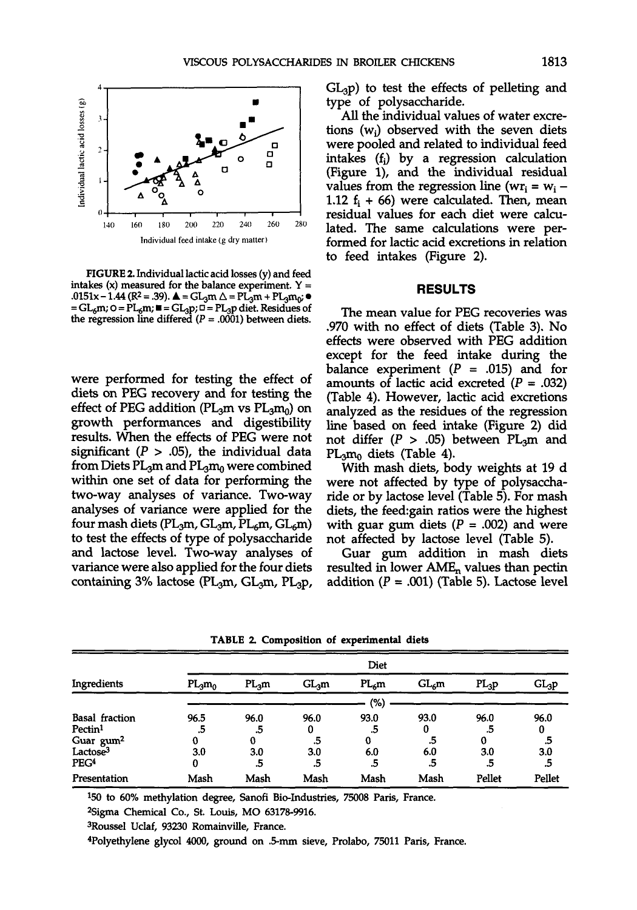FIGURE 2. Individual lactic acid losses (y) and feed intakes (x) measured for the balance experiment. Y = .0151x – 1.44 ($R^2$ = .39). ▲ = $GL_3m$ △ = $PL_3m$ + $PL_3m_0$; ● = $GL_6m$; ○ = $PL_6m$; ■ = $GL_3p$; □ = $PL_3p$ diet. Residues of the regression line differed (P = .0001) between diets.

were performed for testing the effect of diets on PEG recovery and for testing the effect of PEG addition ($PL_3m$ vs $PL_3m_0$) on growth performances and digestibility results. When the effects of PEG were not significant (P > .05), the individual data from Diets $PL_3m$ and $PL_3m_0$ were combined within one set of data for performing the two-way analyses of variance. Two-way analyses of variance were applied for the four mash diets ($PL_3m$, $GL_3m$, $PL_6m$, $GL_6m$) to test the effects of type of polysaccharide and lactose level. Two-way analyses of variance were also applied for the four diets containing 3% lactose ($PL_3m$, $GL_3m$, $PL_3p$, $GL_3p$) to test the effects of pelleting and type of polysaccharide.

All the individual values of water excretions ($w_i$) observed with the seven diets were pooled and related to individual feed intakes ($f_i$) by a regression calculation (Figure 1), and the individual residual values from the regression line ($wr_i = w_i - 1.12\ f_i + 66$) were calculated. Then, mean residual values for each diet were calculated. The same calculations were performed for lactic acid excretions in relation to feed intakes (Figure 2).

## RESULTS

The mean value for PEG recoveries was .970 with no effect of diets (Table 3). No effects were observed with PEG addition except for the feed intake during the balance experiment (P = .015) and for amounts of lactic acid excreted (P = .032) (Table 4). However, lactic acid excretions analyzed as the residues of the regression line based on feed intake (Figure 2) did not differ (P > .05) between $PL_3m$ and $PL_3m_0$ diets (Table 4).

With mash diets, body weights at 19 d were not affected by type of polysaccharide or by lactose level (Table 5). For mash diets, the feed:gain ratios were the highest with guar gum diets (P = .002) and were not affected by lactose level (Table 5).

Guar gum addition in mash diets resulted in lower $AME_n$ values than pectin addition (P = .001) (Table 5). Lactose level

**TABLE 2. Composition of experimental diets**

| Ingredients | $PL_3m_0$ | $PL_3m$ | $GL_3m$ | $PL_6m$ | $GL_6m$ | $PL_3p$ | $GL_3p$ |
|---|---|---|---|---|---|---|---|
| | (%) | | | | | | |
| Basal fraction | 96.5 | 96.0 | 96.0 | 93.0 | 93.0 | 96.0 | 96.0 |
| Pectin[1] | .5 | .5 | 0 | .5 | 0 | .5 | 0 |
| Guar gum[2] | 0 | 0 | .5 | 0 | .5 | 0 | .5 |
| Lactose[3] | 3.0 | 3.0 | 3.0 | 6.0 | 6.0 | 3.0 | 3.0 |
| PEG[4] | 0 | .5 | .5 | .5 | .5 | .5 | .5 |
| Presentation | Mash | Mash | Mash | Mash | Mash | Pellet | Pellet |

[1]50 to 60% methylation degree, Sanofi Bio-Industries, 75008 Paris, France.

[2]Sigma Chemical Co., St. Louis, MO 63178-9916.

[3]Roussel Uclaf, 93230 Romainville, France.

[4]Polyethylene glycol 4000, ground on .5-mm sieve, Prolabo, 75011 Paris, France.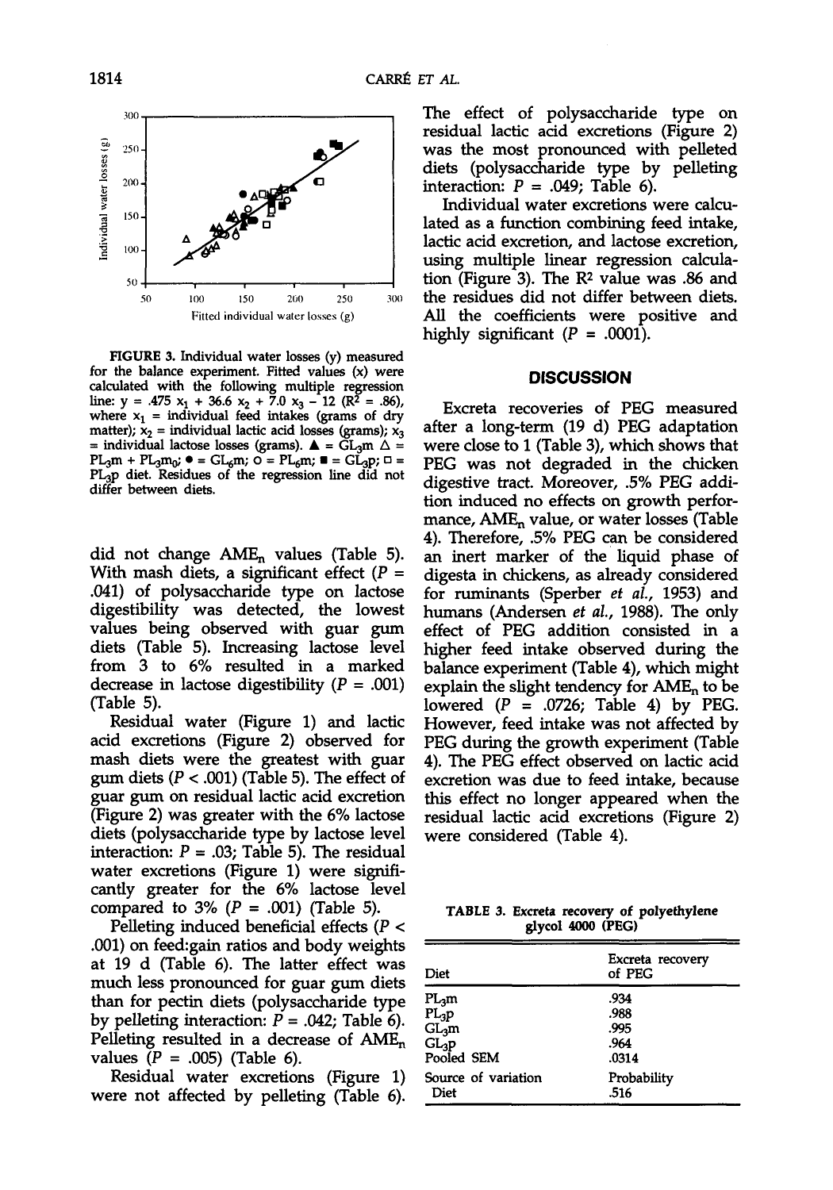FIGURE 3. Individual water losses (y) measured for the balance experiment. Fitted values (x) were calculated with the following multiple regression line: $y = .475\ x_1 + 36.6\ x_2 + 7.0\ x_3 - 12$ ($R^2 = .86$), where $x_1$ = individual feed intakes (grams of dry matter); $x_2$ = individual lactic acid losses (grams); $x_3$ = individual lactose losses (grams). ▲ = $GL_3m$ △ = $PL_3m + PL_3m_0$; ● = $GL_6m$; ○ = $PL_6m$; ■ = $GL_3p$; □ = $PL_3p$ diet. Residues of the regression line did not differ between diets.

did not change $AME_n$ values (Table 5). With mash diets, a significant effect ($P = .041$) of polysaccharide type on lactose digestibility was detected, the lowest values being observed with guar gum diets (Table 5). Increasing lactose level from 3 to 6% resulted in a marked decrease in lactose digestibility ($P = .001$) (Table 5).

Residual water (Figure 1) and lactic acid excretions (Figure 2) observed for mash diets were the greatest with guar gum diets ($P < .001$) (Table 5). The effect of guar gum on residual lactic acid excretion (Figure 2) was greater with the 6% lactose diets (polysaccharide type by lactose level interaction: $P = .03$; Table 5). The residual water excretions (Figure 1) were significantly greater for the 6% lactose level compared to 3% ($P = .001$) (Table 5).

Pelleting induced beneficial effects ($P < .001$) on feed:gain ratios and body weights at 19 d (Table 6). The latter effect was much less pronounced for guar gum diets than for pectin diets (polysaccharide type by pelleting interaction: $P = .042$; Table 6). Pelleting resulted in a decrease of $AME_n$ values ($P = .005$) (Table 6).

Residual water excretions (Figure 1) were not affected by pelleting (Table 6). The effect of polysaccharide type on residual lactic acid excretions (Figure 2) was the most pronounced with pelleted diets (polysaccharide type by pelleting interaction: $P = .049$; Table 6).

Individual water excretions were calculated as a function combining feed intake, lactic acid excretion, and lactose excretion, using multiple linear regression calculation (Figure 3). The $R^2$ value was .86 and the residues did not differ between diets. All the coefficients were positive and highly significant ($P = .0001$).

## DISCUSSION

Excreta recoveries of PEG measured after a long-term (19 d) PEG adaptation were close to 1 (Table 3), which shows that PEG was not degraded in the chicken digestive tract. Moreover, .5% PEG addition induced no effects on growth performance, $AME_n$ value, or water losses (Table 4). Therefore, .5% PEG can be considered an inert marker of the liquid phase of digesta in chickens, as already considered for ruminants (Sperber *et al.*, 1953) and humans (Andersen *et al.*, 1988). The only effect of PEG addition consisted in a higher feed intake observed during the balance experiment (Table 4), which might explain the slight tendency for $AME_n$ to be lowered ($P = .0726$; Table 4) by PEG. However, feed intake was not affected by PEG during the growth experiment (Table 4). The PEG effect observed on lactic acid excretion was due to feed intake, because this effect no longer appeared when the residual lactic acid excretions (Figure 2) were considered (Table 4).

TABLE 3. Excreta recovery of polyethylene glycol 4000 (PEG)

| Diet | Excreta recovery of PEG |
|---|---|
| $PL_3m$ | .934 |
| $PL_3p$ | .988 |
| $GL_3m$ | .995 |
| $GL_3p$ | .964 |
| Pooled SEM | .0314 |
| Source of variation | Probability |
| Diet | .516 |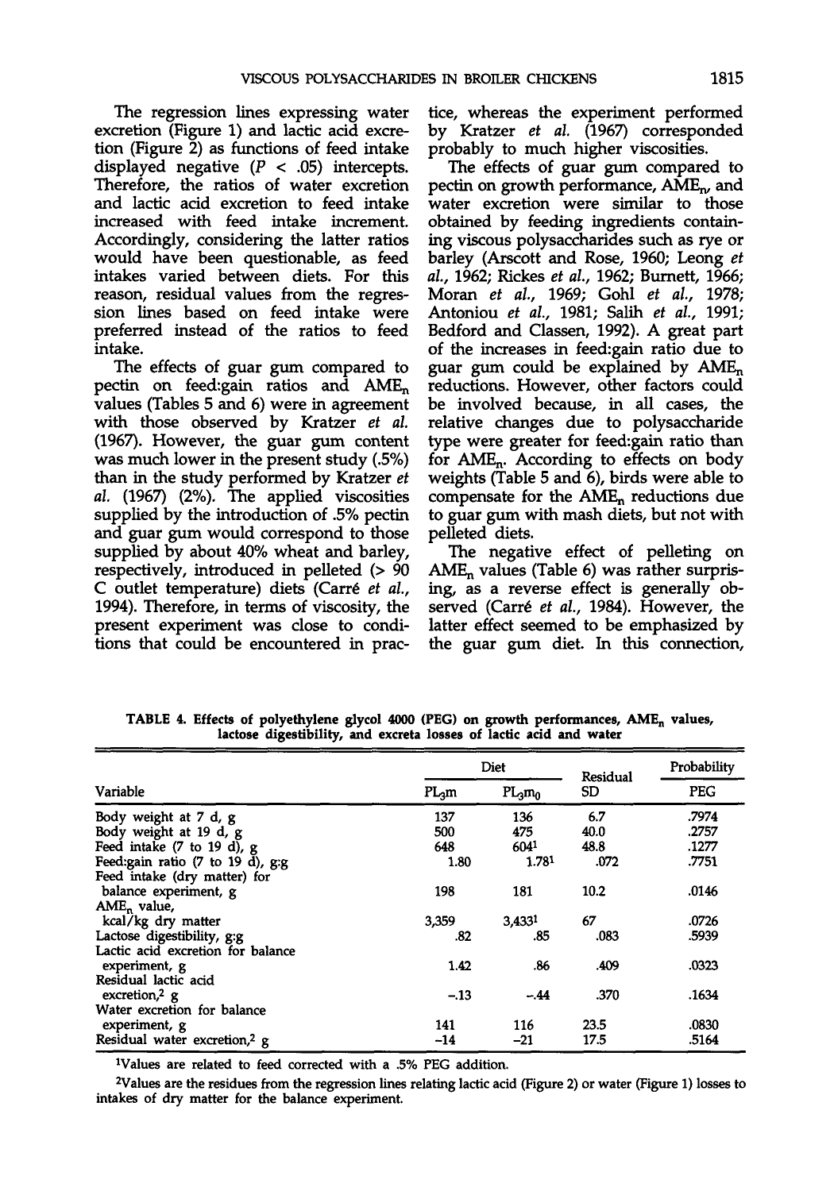The regression lines expressing water excretion (Figure 1) and lactic acid excretion (Figure 2) as functions of feed intake displayed negative ($P < .05$) intercepts. Therefore, the ratios of water excretion and lactic acid excretion to feed intake increased with feed intake increment. Accordingly, considering the latter ratios would have been questionable, as feed intakes varied between diets. For this reason, residual values from the regression lines based on feed intake were preferred instead of the ratios to feed intake.

The effects of guar gum compared to pectin on feed:gain ratios and $AME_n$ values (Tables 5 and 6) were in agreement with those observed by Kratzer *et al.* (1967). However, the guar gum content was much lower in the present study (.5%) than in the study performed by Kratzer *et al.* (1967) (2%). The applied viscosities supplied by the introduction of .5% pectin and guar gum would correspond to those supplied by about 40% wheat and barley, respectively, introduced in pelleted (> 90 C outlet temperature) diets (Carré *et al.*, 1994). Therefore, in terms of viscosity, the present experiment was close to conditions that could be encountered in practice, whereas the experiment performed by Kratzer *et al.* (1967) corresponded probably to much higher viscosities.

The effects of guar gum compared to pectin on growth performance, $AME_n$, and water excretion were similar to those obtained by feeding ingredients containing viscous polysaccharides such as rye or barley (Arscott and Rose, 1960; Leong *et al.*, 1962; Rickes *et al.*, 1962; Burnett, 1966; Moran *et al.*, 1969; Gohl *et al.*, 1978; Antoniou *et al.*, 1981; Salih *et al.*, 1991; Bedford and Classen, 1992). A great part of the increases in feed:gain ratio due to guar gum could be explained by $AME_n$ reductions. However, other factors could be involved because, in all cases, the relative changes due to polysaccharide type were greater for feed:gain ratio than for $AME_n$. According to effects on body weights (Table 5 and 6), birds were able to compensate for the $AME_n$ reductions due to guar gum with mash diets, but not with pelleted diets.

The negative effect of pelleting on $AME_n$ values (Table 6) was rather surprising, as a reverse effect is generally observed (Carré *et al.*, 1984). However, the latter effect seemed to be emphasized by the guar gum diet. In this connection,

TABLE 4. Effects of polyethylene glycol 4000 (PEG) on growth performances, $AME_n$ values, lactose digestibility, and excreta losses of lactic acid and water

| Variable | Diet | | Residual SD | Probability |
|---|---|---|---|---|
| | $PL_3m$ | $PL_3m_0$ | | PEG |
| Body weight at 7 d, g | 137 | 136 | 6.7 | .7974 |
| Body weight at 19 d, g | 500 | 475 | 40.0 | .2757 |
| Feed intake (7 to 19 d), g | 648 | 604[1] | 48.8 | .1277 |
| Feed:gain ratio (7 to 19 d), g:g | 1.80 | 1.78[1] | .072 | .7751 |
| Feed intake (dry matter) for balance experiment, g | 198 | 181 | 10.2 | .0146 |
| $AME_n$ value, kcal/kg dry matter | 3,359 | 3,433[1] | 67 | .0726 |
| Lactose digestibility, g:g | .82 | .85 | .083 | .5939 |
| Lactic acid excretion for balance experiment, g | 1.42 | .86 | .409 | .0323 |
| Residual lactic acid excretion,[2] g | −.13 | −.44 | .370 | .1634 |
| Water excretion for balance experiment, g | 141 | 116 | 23.5 | .0830 |
| Residual water excretion,[2] g | −14 | −21 | 17.5 | .5164 |

[1]Values are related to feed corrected with a .5% PEG addition.

[2]Values are the residues from the regression lines relating lactic acid (Figure 2) or water (Figure 1) losses to intakes of dry matter for the balance experiment.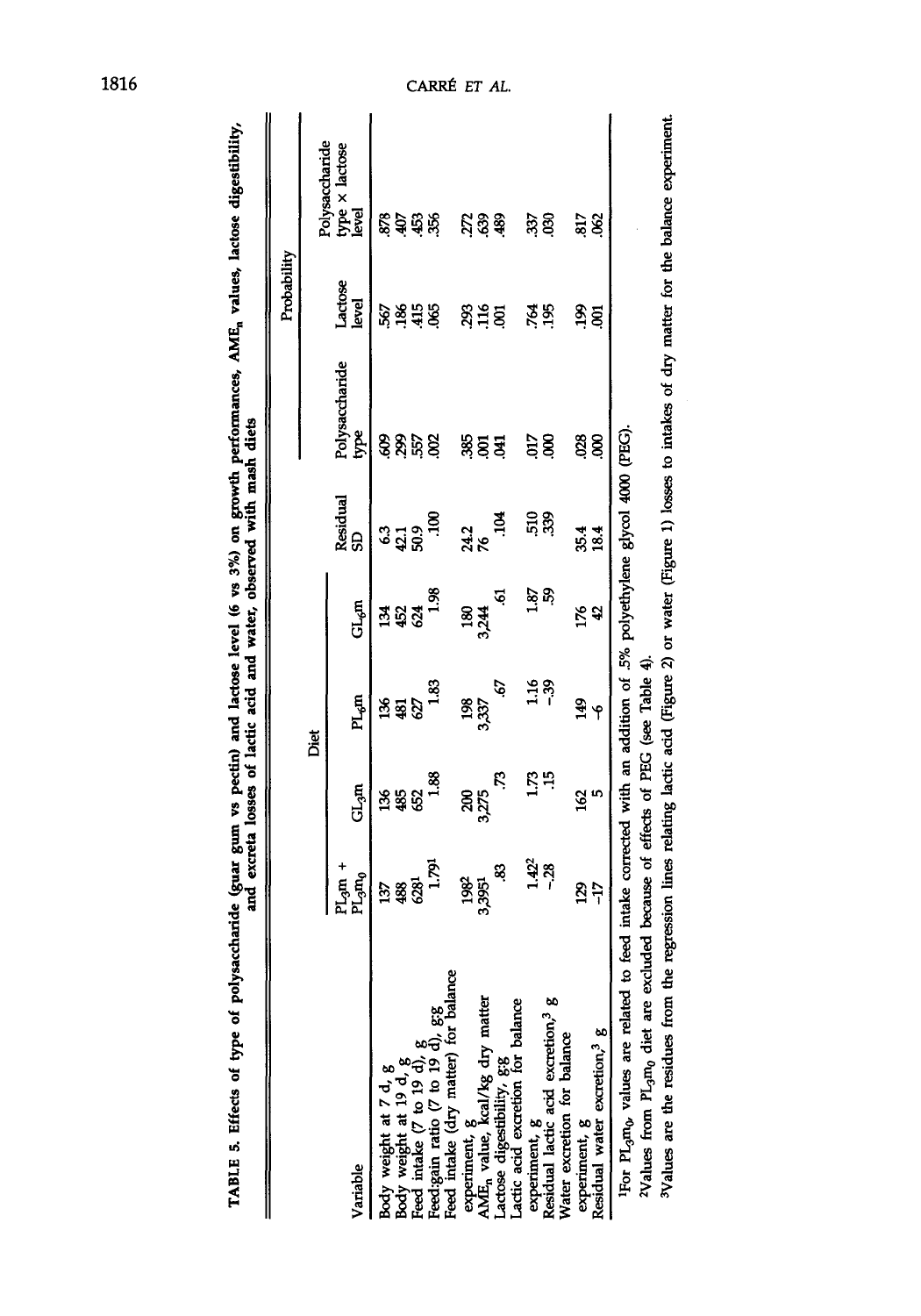**TABLE 5. Effects of type of polysaccharide (guar gum vs pectin) and lactose level (6 vs 3%) on growth performances, $AME_n$ values, lactose digestibility, and excreta losses of lactic acid and water, observed with mash diets**

| Variable | Diet | | | | | Probability | | |
|---|---|---|---|---|---|---|---|---|
| | $PL_3m$ + $PL_3m_0$ | $GL_3m$ | $PL_6m$ | $GL_6m$ | Residual SD | Polysaccharide type | Lactose level | Polysaccharide type × lactose level |
| Body weight at 7 d, g | 137 | 136 | 136 | 134 | 6.3 | .609 | .567 | .878 |
| Body weight at 19 d, g | 488 | 485 | 481 | 452 | 42.1 | .299 | .186 | .407 |
| Feed intake (7 to 19 d), g | 628[1] | 652 | 627 | 624 | 50.9 | .557 | .415 | .453 |
| Feed:gain ratio (7 to 19 d), g:g | 1.79[1] | 1.88 | 1.83 | 1.98 | .100 | .002 | .065 | .356 |
| Feed intake (dry matter) for balance experiment, g | 198[2] | 200 | 198 | 180 | 24.2 | .385 | .293 | .272 |
| $AME_n$ value, kcal/kg dry matter | 3,395[1] | 3,275 | 3,337 | 3,244 | 76 | .001 | .116 | .639 |
| Lactose digestibility, g:g | .83 | .73 | .67 | .61 | .104 | .041 | .001 | .489 |
| Lactic acid excretion for balance experiment, g | 1.42[2] | 1.73 | 1.16 | 1.87 | .510 | .017 | .764 | .337 |
| Residual lactic acid excretion,[3] g | −.28 | .15 | −.39 | .59 | .339 | .000 | .195 | .030 |
| Water excretion for balance experiment, g | 129 | 162 | 149 | 176 | 35.4 | .028 | .199 | .817 |
| Residual water excretion,[3] g | −17 | 5 | −6 | 42 | 18.4 | .000 | .001 | .062 |

[1]For $PL_3m_0$ values are related to feed intake corrected with an addition of .5% polyethylene glycol 4000 (PEG).

[2]Values from $PL_3m_0$ diet are excluded because of effects of PEG (see Table 4).

[3]Values are the residues from the regression lines relating lactic acid (Figure 2) or water (Figure 1) losses to intakes of dry matter for the balance experiment.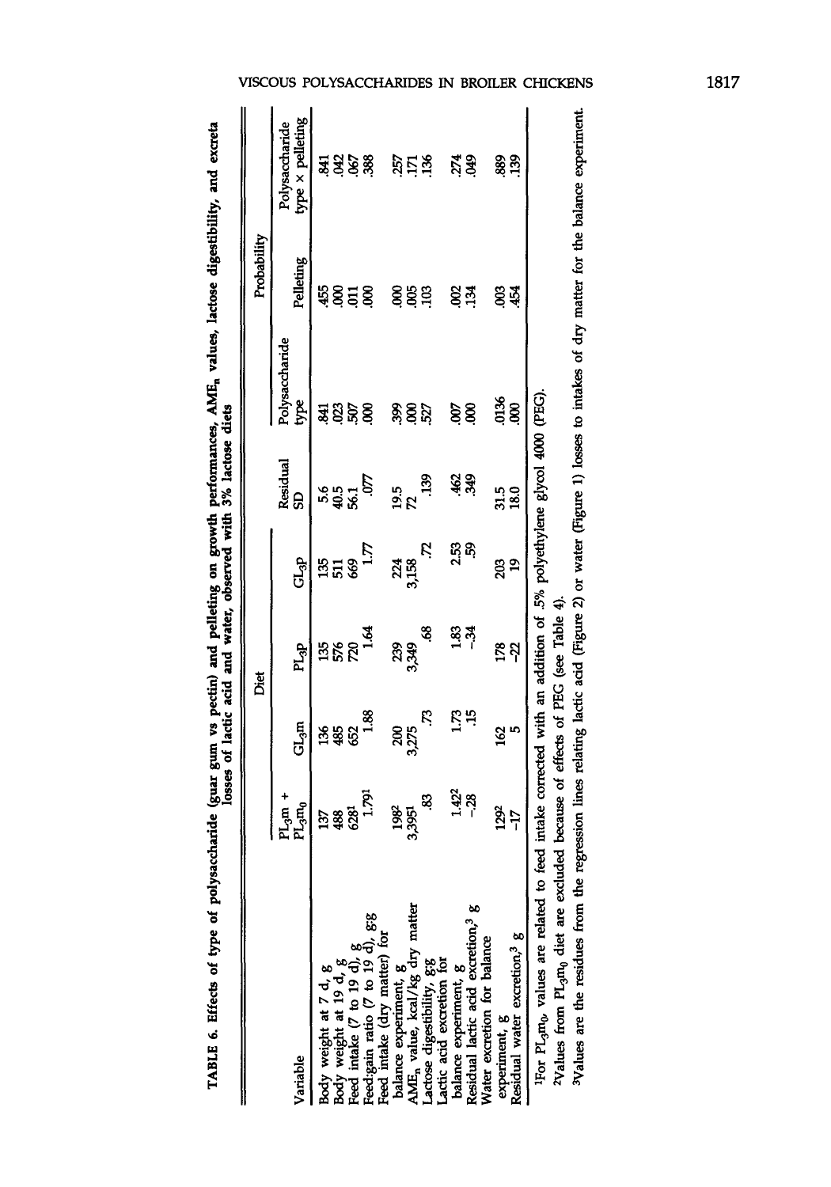TABLE 6. Effects of type of polysaccharide (guar gum vs pectin) and pelleting on growth performances, $AME_n$ values, lactose digestibility, and excreta losses of lactic acid and water, observed with 3% lactose diets

| Variable | Diet | | | | | Probability | | |
|---|---|---|---|---|---|---|---|---|
| | $PI_3m$ + $PI_3m_0$ | $GI_3m$ | $PI_3p$ | $GI_3p$ | Residual SD | Polysaccharide type | Pelleting | Polysaccharide type × pelleting |
| Body weight at 7 d, g | 137 | 136 | 135 | 135 | 5.6 | .841 | .455 | .841 |
| Body weight at 19 d, g | 488 | 485 | 576 | 511 | 40.5 | .023 | .000 | .042 |
| Feed intake (7 to 19 d), g | 628[1] | 652 | 720 | 669 | 56.1 | .507 | .011 | .067 |
| Feed:gain ratio (7 to 19 d), g:g | 1.79[1] | 1.88 | 1.64 | 1.77 | .077 | .000 | .000 | .388 |
| Feed intake (dry matter) for balance experiment, g | 198[2] | 200 | 239 | 224 | 19.5 | .399 | .000 | .257 |
| $AME_n$ value, kcal/kg dry matter | 3,395[1] | 3,275 | 3,349 | 3,158 | 72 | .000 | .005 | .171 |
| Lactose digestibility, g:g | .83 | .73 | .68 | .72 | .139 | .527 | .103 | .136 |
| Lactic acid excretion for balance experiment, g | 1.42[2] | 1.73 | 1.83 | 2.53 | .462 | .007 | .002 | .274 |
| Residual lactic acid excretion,[3] g | -.28 | .15 | -.34 | .59 | .349 | .000 | .134 | .049 |
| Water excretion for balance experiment, g | 129[2] | 162 | 178 | 203 | 31.5 | .0136 | .003 | .889 |
| Residual water excretion,[3] g | -17 | 5 | -22 | 19 | 18.0 | .000 | .454 | .139 |

[1]For $PI_3m_0$, values are related to feed intake corrected with an addition of .5% polyethylene glycol 4000 (PEG).

[2]Values from $PI_3m_0$ diet are excluded because of effects of PEG (see Table 4).

[3]Values are the residues from the regression lines relating lactic acid (Figure 2) or water (Figure 1) losses to intakes of dry matter for the balance experiment.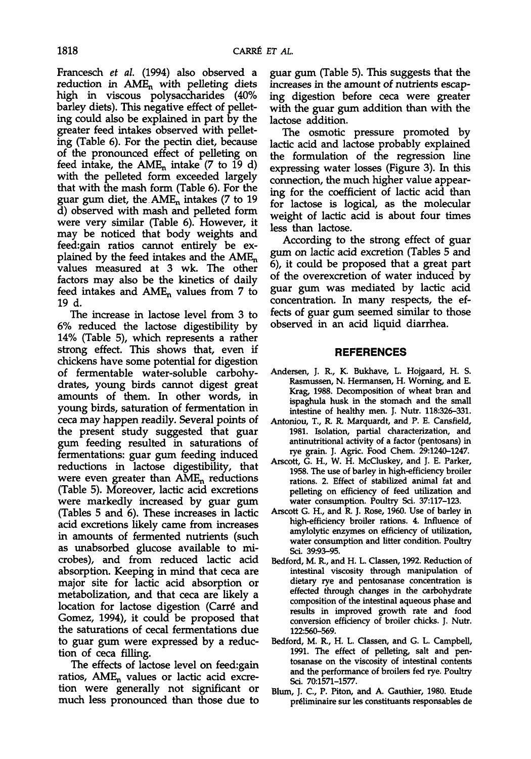Francesch *et al.* (1994) also observed a reduction in $AME_n$ with pelleting diets high in viscous polysaccharides (40% barley diets). This negative effect of pelleting could also be explained in part by the greater feed intakes observed with pelleting (Table 6). For the pectin diet, because of the pronounced effect of pelleting on feed intake, the $AME_n$ intake (7 to 19 d) with the pelleted form exceeded largely that with the mash form (Table 6). For the guar gum diet, the $AME_n$ intakes (7 to 19 d) observed with mash and pelleted form were very similar (Table 6). However, it may be noticed that body weights and feed:gain ratios cannot entirely be explained by the feed intakes and the $AME_n$ values measured at 3 wk. The other factors may also be the kinetics of daily feed intakes and $AME_n$ values from 7 to 19 d.

The increase in lactose level from 3 to 6% reduced the lactose digestibility by 14% (Table 5), which represents a rather strong effect. This shows that, even if chickens have some potential for digestion of fermentable water-soluble carbohydrates, young birds cannot digest great amounts of them. In other words, in young birds, saturation of fermentation in ceca may happen readily. Several points of the present study suggested that guar gum feeding resulted in saturations of fermentations: guar gum feeding induced reductions in lactose digestibility, that were even greater than $AME_n$ reductions (Table 5). Moreover, lactic acid excretions were markedly increased by guar gum (Tables 5 and 6). These increases in lactic acid excretions likely came from increases in amounts of fermented nutrients (such as unabsorbed glucose available to microbes), and from reduced lactic acid absorption. Keeping in mind that ceca are major site for lactic acid absorption or metabolization, and that ceca are likely a location for lactose digestion (Carré and Gomez, 1994), it could be proposed that the saturations of cecal fermentations due to guar gum were expressed by a reduction of ceca filling.

The effects of lactose level on feed:gain ratios, $AME_n$ values or lactic acid excretion were generally not significant or much less pronounced than those due to guar gum (Table 5). This suggests that the increases in the amount of nutrients escaping digestion before ceca were greater with the guar gum addition than with the lactose addition.

The osmotic pressure promoted by lactic acid and lactose probably explained the formulation of the regression line expressing water losses (Figure 3). In this connection, the much higher value appearing for the coefficient of lactic acid than for lactose is logical, as the molecular weight of lactic acid is about four times less than lactose.

According to the strong effect of guar gum on lactic acid excretion (Tables 5 and 6), it could be proposed that a great part of the overexcretion of water induced by guar gum was mediated by lactic acid concentration. In many respects, the effects of guar gum seemed similar to those observed in an acid liquid diarrhea.

## REFERENCES

Andersen, J. R., K. Bukhave, L. Hojgaard, H. S. Rasmussen, N. Hermansen, H. Worning, and E. Krag, 1988. Decomposition of wheat bran and ispaghula husk in the stomach and the small intestine of healthy men. J. Nutr. 118:326–331.

Antoniou, T., R. R. Marquardt, and P. E. Cansfield, 1981. Isolation, partial characterization, and antinutritional activity of a factor (pentosans) in rye grain. J. Agric. Food Chem. 29:1240–1247.

Arscott, G. H., W. H. McCluskey, and J. E. Parker, 1958. The use of barley in high-efficiency broiler rations. 2. Effect of stabilized animal fat and pelleting on efficiency of feed utilization and water consumption. Poultry Sci. 37:117–123.

Arscott G. H., and R. J. Rose, 1960. Use of barley in high-efficiency broiler rations. 4. Influence of amylolytic enzymes on efficiency of utilization, water consumption and litter condition. Poultry Sci. 39:93–95.

Bedford, M. R., and H. L. Classen, 1992. Reduction of intestinal viscosity through manipulation of dietary rye and pentosanase concentration is effected through changes in the carbohydrate composition of the intestinal aqueous phase and results in improved growth rate and food conversion efficiency of broiler chicks. J. Nutr. 122:560–569.

Bedford, M. R., H. L. Classen, and G. L. Campbell, 1991. The effect of pelleting, salt and pentosanase on the viscosity of intestinal contents and the performance of broilers fed rye. Poultry Sci. 70:1571–1577.

Blum, J. C., P. Piton, and A. Gauthier, 1980. Etude préliminaire sur les constituants responsables de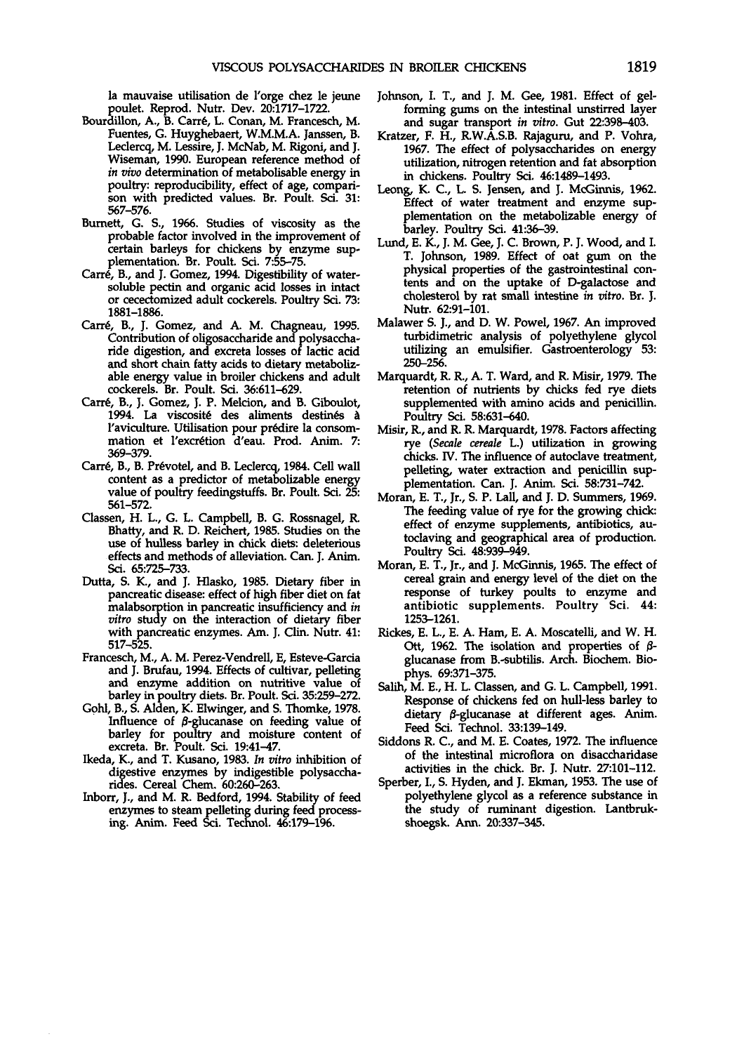la mauvaise utilisation de l'orge chez le jeune poulet. Reprod. Nutr. Dev. 20:1717–1722.

Bourdillon, A., B. Carré, L. Conan, M. Francesch, M. Fuentes, G. Huyghebaert, W.M.M.A. Janssen, B. Leclercq, M. Lessire, J. McNab, M. Rigoni, and J. Wiseman, 1990. European reference method of *in vivo* determination of metabolisable energy in poultry: reproducibility, effect of age, comparison with predicted values. Br. Poult. Sci. 31: 567–576.

Burnett, G. S., 1966. Studies of viscosity as the probable factor involved in the improvement of certain barleys for chickens by enzyme supplementation. Br. Poult. Sci. 7:55–75.

Carré, B., and J. Gomez, 1994. Digestibility of water-soluble pectin and organic acid losses in intact or cecectomized adult cockerels. Poultry Sci. 73: 1881–1886.

Carré, B., J. Gomez, and A. M. Chagneau, 1995. Contribution of oligosaccharide and polysaccharide digestion, and excreta losses of lactic acid and short chain fatty acids to dietary metabolizable energy value in broiler chickens and adult cockerels. Br. Poult. Sci. 36:611–629.

Carré, B., J. Gomez, J. P. Melcion, and B. Giboulot, 1994. La viscosité des aliments destinés à l'aviculture. Utilisation pour prédire la consommation et l'excrétion d'eau. Prod. Anim. 7: 369–379.

Carré, B., B. Prévotel, and B. Leclercq, 1984. Cell wall content as a predictor of metabolizable energy value of poultry feedingstuffs. Br. Poult. Sci. 25: 561–572.

Classen, H. L., G. L. Campbell, B. G. Rossnagel, R. Bhatty, and R. D. Reichert, 1985. Studies on the use of hulless barley in chick diets: deleterious effects and methods of alleviation. Can. J. Anim. Sci. 65:725–733.

Dutta, S. K., and J. Hlasko, 1985. Dietary fiber in pancreatic disease: effect of high fiber diet on fat malabsorption in pancreatic insufficiency and *in vitro* study on the interaction of dietary fiber with pancreatic enzymes. Am. J. Clin. Nutr. 41: 517–525.

Francesch, M., A. M. Perez-Vendrell, E, Esteve-Garcia and J. Brufau, 1994. Effects of cultivar, pelleting and enzyme addition on nutritive value of barley in poultry diets. Br. Poult. Sci. 35:259–272.

Gohl, B., S. Alden, K. Elwinger, and S. Thomke, 1978. Influence of β-glucanase on feeding value of barley for poultry and moisture content of excreta. Br. Poult. Sci. 19:41–47.

Ikeda, K., and T. Kusano, 1983. *In vitro* inhibition of digestive enzymes by indigestible polysaccharides. Cereal Chem. 60:260–263.

Inborr, J., and M. R. Bedford, 1994. Stability of feed enzymes to steam pelleting during feed processing. Anim. Feed Sci. Technol. 46:179–196.

Johnson, I. T., and J. M. Gee, 1981. Effect of gel-forming gums on the intestinal unstirred layer and sugar transport *in vitro*. Gut 22:398–403.

Kratzer, F. H., R.W.A.S.B. Rajaguru, and P. Vohra, 1967. The effect of polysaccharides on energy utilization, nitrogen retention and fat absorption in chickens. Poultry Sci. 46:1489–1493.

Leong, K. C., L. S. Jensen, and J. McGinnis, 1962. Effect of water treatment and enzyme supplementation on the metabolizable energy of barley. Poultry Sci. 41:36–39.

Lund, E. K., J. M. Gee, J. C. Brown, P. J. Wood, and I. T. Johnson, 1989. Effect of oat gum on the physical properties of the gastrointestinal contents and on the uptake of D-galactose and cholesterol by rat small intestine *in vitro*. Br. J. Nutr. 62:91–101.

Malawer S. J., and D. W. Powel, 1967. An improved turbidimetric analysis of polyethylene glycol utilizing an emulsifier. Gastroenterology 53: 250–256.

Marquardt, R. R., A. T. Ward, and R. Misir, 1979. The retention of nutrients by chicks fed rye diets supplemented with amino acids and penicillin. Poultry Sci. 58:631–640.

Misir, R., and R. R. Marquardt, 1978. Factors affecting rye (*Secale cereale* L.) utilization in growing chicks. IV. The influence of autoclave treatment, pelleting, water extraction and penicillin supplementation. Can. J. Anim. Sci. 58:731–742.

Moran, E. T., Jr., S. P. Lall, and J. D. Summers, 1969. The feeding value of rye for the growing chick: effect of enzyme supplements, antibiotics, autoclaving and geographical area of production. Poultry Sci. 48:939–949.

Moran, E. T., Jr., and J. McGinnis, 1965. The effect of cereal grain and energy level of the diet on the response of turkey poults to enzyme and antibiotic supplements. Poultry Sci. 44: 1253–1261.

Rickes, E. L., E. A. Ham, E. A. Moscatelli, and W. H. Ott, 1962. The isolation and properties of β-glucanase from B.-subtilis. Arch. Biochem. Biophys. 69:371–375.

Salih, M. E., H. L. Classen, and G. L. Campbell, 1991. Response of chickens fed on hull-less barley to dietary β-glucanase at different ages. Anim. Feed Sci. Technol. 33:139–149.

Siddons R. C., and M. E. Coates, 1972. The influence of the intestinal microflora on disaccharidase activities in the chick. Br. J. Nutr. 27:101–112.

Sperber, I., S. Hyden, and J. Ekman, 1953. The use of polyethylene glycol as a reference substance in the study of ruminant digestion. Lantbrukshoegsk. Ann. 20:337–345.